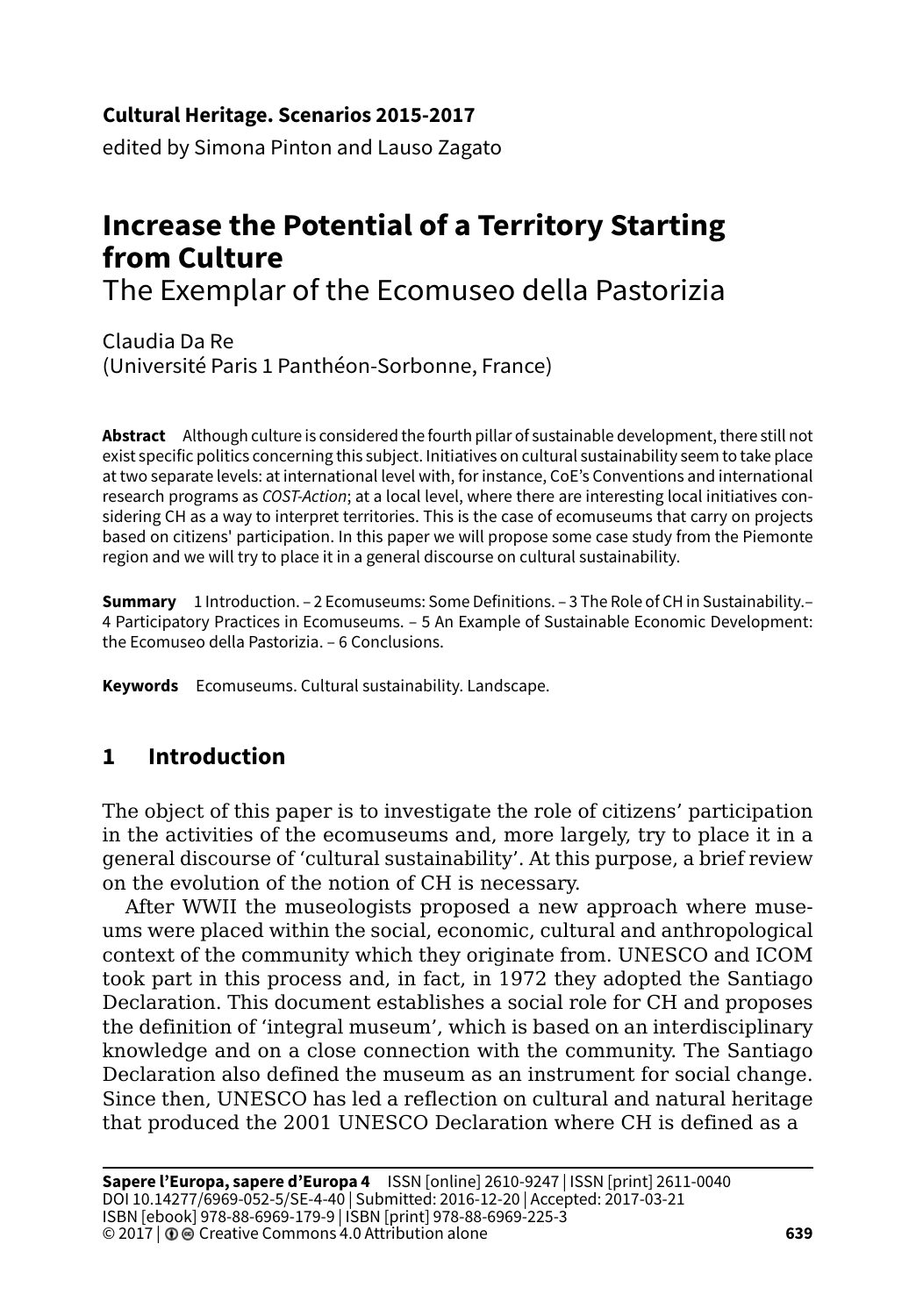**Cultural Heritage. Scenarios 2015-2017**
edited by Simona Pinton and Lauso Zagato

# Increase the Potential of a Territory Starting from Culture

## The Exemplar of the Ecomuseo della Pastorizia

Claudia Da Re
(Université Paris 1 Panthéon-Sorbonne, France)

**Abstract** Although culture is considered the fourth pillar of sustainable development, there still not exist specific politics concerning this subject. Initiatives on cultural sustainability seem to take place at two separate levels: at international level with, for instance, CoE's Conventions and international research programs as *COST-Action*; at a local level, where there are interesting local initiatives considering CH as a way to interpret territories. This is the case of ecomuseums that carry on projects based on citizens' participation. In this paper we will propose some case study from the Piemonte region and we will try to place it in a general discourse on cultural sustainability.

**Summary** 1 Introduction. – 2 Ecomuseums: Some Definitions. – 3 The Role of CH in Sustainability.– 4 Participatory Practices in Ecomuseums. – 5 An Example of Sustainable Economic Development: the Ecomuseo della Pastorizia. – 6 Conclusions.

**Keywords** Ecomuseums. Cultural sustainability. Landscape.

## 1 Introduction

The object of this paper is to investigate the role of citizens' participation in the activities of the ecomuseums and, more largely, try to place it in a general discourse of 'cultural sustainability'. At this purpose, a brief review on the evolution of the notion of CH is necessary.

After WWII the museologists proposed a new approach where museums were placed within the social, economic, cultural and anthropological context of the community which they originate from. UNESCO and ICOM took part in this process and, in fact, in 1972 they adopted the Santiago Declaration. This document establishes a social role for CH and proposes the definition of 'integral museum', which is based on an interdisciplinary knowledge and on a close connection with the community. The Santiago Declaration also defined the museum as an instrument for social change. Since then, UNESCO has led a reflection on cultural and natural heritage that produced the 2001 UNESCO Declaration where CH is defined as a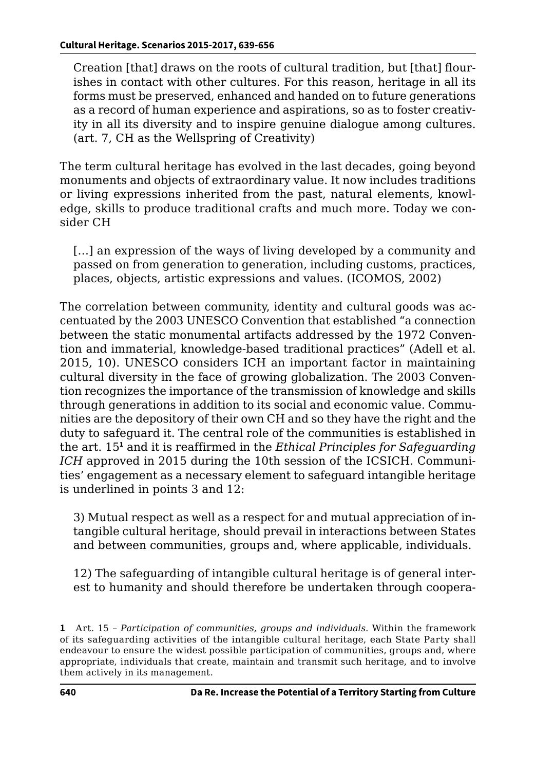> Creation [that] draws on the roots of cultural tradition, but [that] flourishes in contact with other cultures. For this reason, heritage in all its forms must be preserved, enhanced and handed on to future generations as a record of human experience and aspirations, so as to foster creativity in all its diversity and to inspire genuine dialogue among cultures. (art. 7, CH as the Wellspring of Creativity)

The term cultural heritage has evolved in the last decades, going beyond monuments and objects of extraordinary value. It now includes traditions or living expressions inherited from the past, natural elements, knowledge, skills to produce traditional crafts and much more. Today we consider CH

> […] an expression of the ways of living developed by a community and passed on from generation to generation, including customs, practices, places, objects, artistic expressions and values. (ICOMOS, 2002)

The correlation between community, identity and cultural goods was accentuated by the 2003 UNESCO Convention that established "a connection between the static monumental artifacts addressed by the 1972 Convention and immaterial, knowledge-based traditional practices" (Adell et al. 2015, 10). UNESCO considers ICH an important factor in maintaining cultural diversity in the face of growing globalization. The 2003 Convention recognizes the importance of the transmission of knowledge and skills through generations in addition to its social and economic value. Communities are the depository of their own CH and so they have the right and the duty to safeguard it. The central role of the communities is established in the art. 15[1] and it is reaffirmed in the *Ethical Principles for Safeguarding ICH* approved in 2015 during the 10th session of the ICSICH. Communities' engagement as a necessary element to safeguard intangible heritage is underlined in points 3 and 12:

> 3) Mutual respect as well as a respect for and mutual appreciation of intangible cultural heritage, should prevail in interactions between States and between communities, groups and, where applicable, individuals.
>
> 12) The safeguarding of intangible cultural heritage is of general interest to humanity and should therefore be undertaken through coopera-

1 Art. 15 – *Participation of communities, groups and individuals*. Within the framework of its safeguarding activities of the intangible cultural heritage, each State Party shall endeavour to ensure the widest possible participation of communities, groups and, where appropriate, individuals that create, maintain and transmit such heritage, and to involve them actively in its management.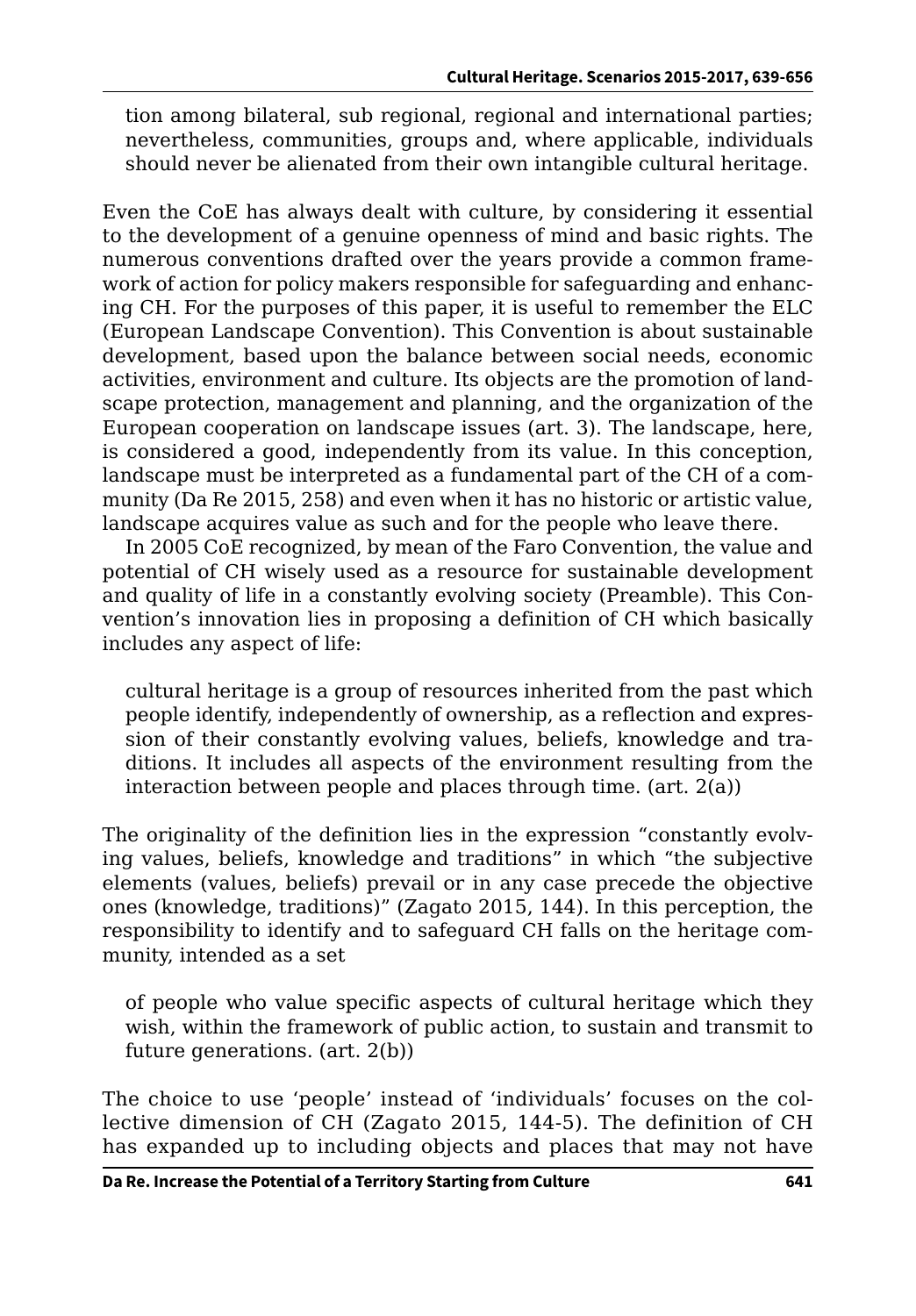tion among bilateral, sub regional, regional and international parties; nevertheless, communities, groups and, where applicable, individuals should never be alienated from their own intangible cultural heritage.

Even the CoE has always dealt with culture, by considering it essential to the development of a genuine openness of mind and basic rights. The numerous conventions drafted over the years provide a common framework of action for policy makers responsible for safeguarding and enhancing CH. For the purposes of this paper, it is useful to remember the ELC (European Landscape Convention). This Convention is about sustainable development, based upon the balance between social needs, economic activities, environment and culture. Its objects are the promotion of landscape protection, management and planning, and the organization of the European cooperation on landscape issues (art. 3). The landscape, here, is considered a good, independently from its value. In this conception, landscape must be interpreted as a fundamental part of the CH of a community (Da Re 2015, 258) and even when it has no historic or artistic value, landscape acquires value as such and for the people who leave there.

In 2005 CoE recognized, by mean of the Faro Convention, the value and potential of CH wisely used as a resource for sustainable development and quality of life in a constantly evolving society (Preamble). This Convention's innovation lies in proposing a definition of CH which basically includes any aspect of life:

> cultural heritage is a group of resources inherited from the past which people identify, independently of ownership, as a reflection and expression of their constantly evolving values, beliefs, knowledge and traditions. It includes all aspects of the environment resulting from the interaction between people and places through time. (art. 2(a))

The originality of the definition lies in the expression "constantly evolving values, beliefs, knowledge and traditions" in which "the subjective elements (values, beliefs) prevail or in any case precede the objective ones (knowledge, traditions)" (Zagato 2015, 144). In this perception, the responsibility to identify and to safeguard CH falls on the heritage community, intended as a set

> of people who value specific aspects of cultural heritage which they wish, within the framework of public action, to sustain and transmit to future generations. (art. 2(b))

The choice to use 'people' instead of 'individuals' focuses on the collective dimension of CH (Zagato 2015, 144-5). The definition of CH has expanded up to including objects and places that may not have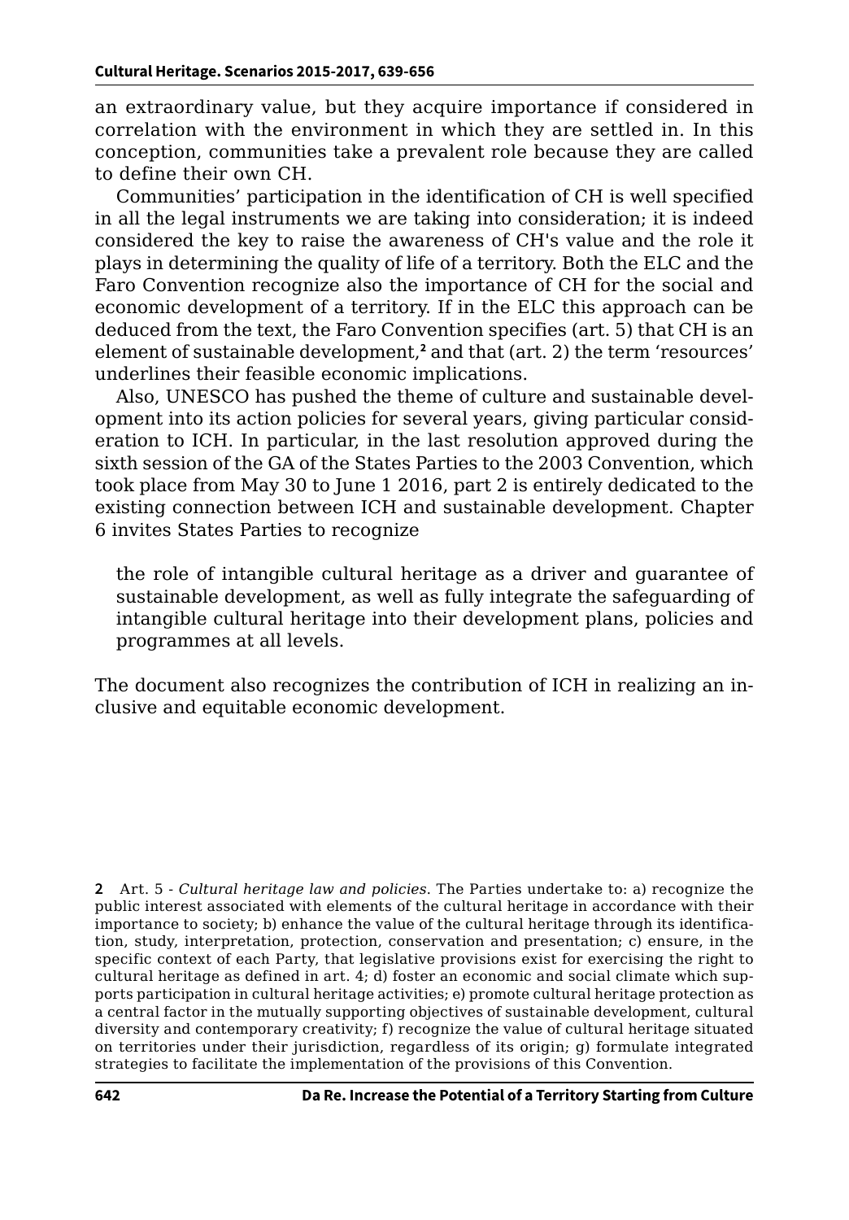an extraordinary value, but they acquire importance if considered in correlation with the environment in which they are settled in. In this conception, communities take a prevalent role because they are called to define their own CH.

Communities' participation in the identification of CH is well specified in all the legal instruments we are taking into consideration; it is indeed considered the key to raise the awareness of CH's value and the role it plays in determining the quality of life of a territory. Both the ELC and the Faro Convention recognize also the importance of CH for the social and economic development of a territory. If in the ELC this approach can be deduced from the text, the Faro Convention specifies (art. 5) that CH is an element of sustainable development,[2] and that (art. 2) the term 'resources' underlines their feasible economic implications.

Also, UNESCO has pushed the theme of culture and sustainable development into its action policies for several years, giving particular consideration to ICH. In particular, in the last resolution approved during the sixth session of the GA of the States Parties to the 2003 Convention, which took place from May 30 to June 1 2016, part 2 is entirely dedicated to the existing connection between ICH and sustainable development. Chapter 6 invites States Parties to recognize

> the role of intangible cultural heritage as a driver and guarantee of sustainable development, as well as fully integrate the safeguarding of intangible cultural heritage into their development plans, policies and programmes at all levels.

The document also recognizes the contribution of ICH in realizing an inclusive and equitable economic development.

---

**2** Art. 5 - *Cultural heritage law and policies*. The Parties undertake to: a) recognize the public interest associated with elements of the cultural heritage in accordance with their importance to society; b) enhance the value of the cultural heritage through its identification, study, interpretation, protection, conservation and presentation; c) ensure, in the specific context of each Party, that legislative provisions exist for exercising the right to cultural heritage as defined in art. 4; d) foster an economic and social climate which supports participation in cultural heritage activities; e) promote cultural heritage protection as a central factor in the mutually supporting objectives of sustainable development, cultural diversity and contemporary creativity; f) recognize the value of cultural heritage situated on territories under their jurisdiction, regardless of its origin; g) formulate integrated strategies to facilitate the implementation of the provisions of this Convention.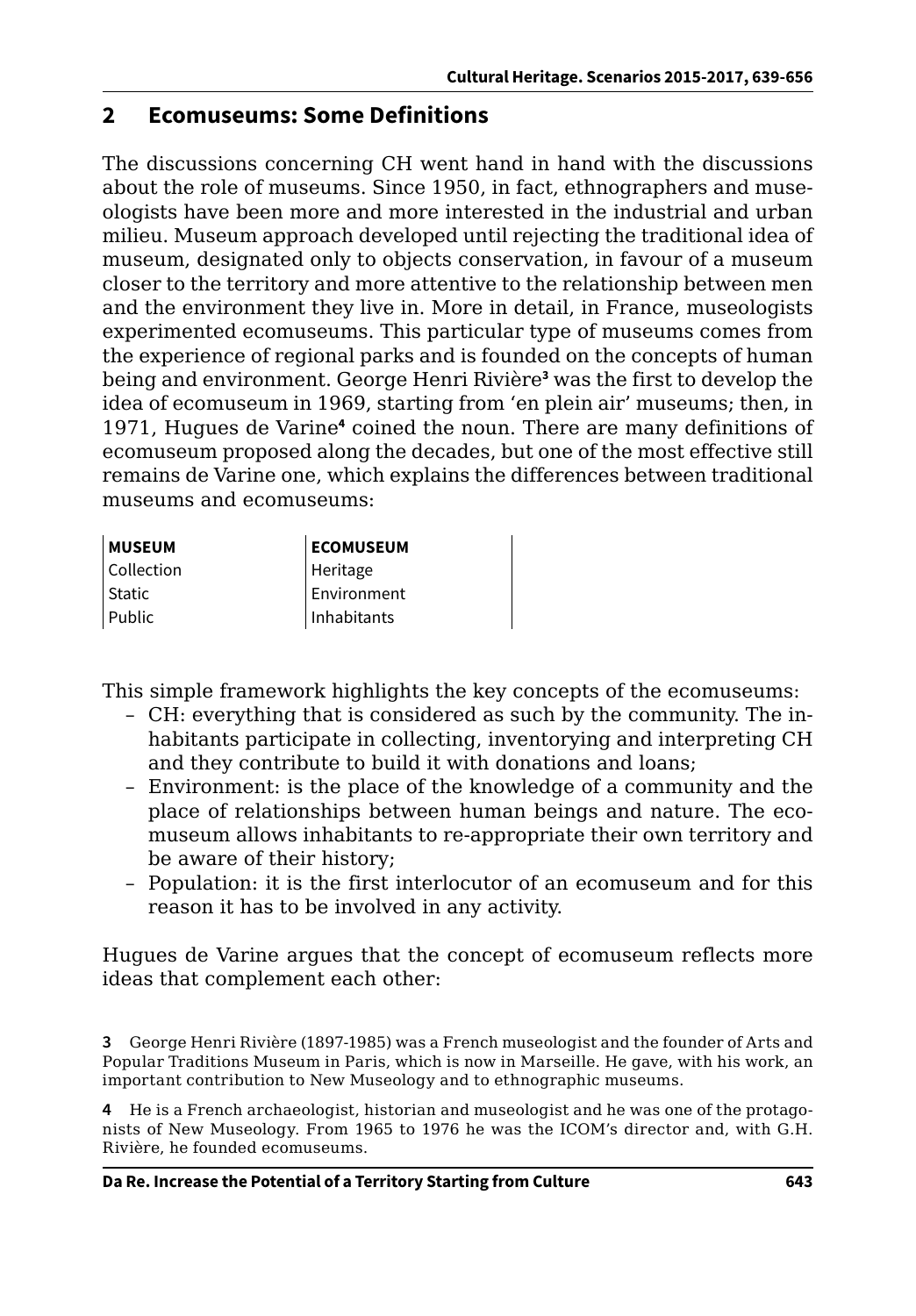## 2 Ecomuseums: Some Definitions

The discussions concerning CH went hand in hand with the discussions about the role of museums. Since 1950, in fact, ethnographers and museologists have been more and more interested in the industrial and urban milieu. Museum approach developed until rejecting the traditional idea of museum, designated only to objects conservation, in favour of a museum closer to the territory and more attentive to the relationship between men and the environment they live in. More in detail, in France, museologists experimented ecomuseums. This particular type of museums comes from the experience of regional parks and is founded on the concepts of human being and environment. George Henri Rivière[3] was the first to develop the idea of ecomuseum in 1969, starting from 'en plein air' museums; then, in 1971, Hugues de Varine[4] coined the noun. There are many definitions of ecomuseum proposed along the decades, but one of the most effective still remains de Varine one, which explains the differences between traditional museums and ecomuseums:

| **MUSEUM** | **ECOMUSEUM** |
|---|---|
| Collection | Heritage |
| Static | Environment |
| Public | Inhabitants |

This simple framework highlights the key concepts of the ecomuseums:

- CH: everything that is considered as such by the community. The inhabitants participate in collecting, inventorying and interpreting CH and they contribute to build it with donations and loans;
- Environment: is the place of the knowledge of a community and the place of relationships between human beings and nature. The ecomuseum allows inhabitants to re-appropriate their own territory and be aware of their history;
- Population: it is the first interlocutor of an ecomuseum and for this reason it has to be involved in any activity.

Hugues de Varine argues that the concept of ecomuseum reflects more ideas that complement each other:

**3** George Henri Rivière (1897-1985) was a French museologist and the founder of Arts and Popular Traditions Museum in Paris, which is now in Marseille. He gave, with his work, an important contribution to New Museology and to ethnographic museums.

**4** He is a French archaeologist, historian and museologist and he was one of the protagonists of New Museology. From 1965 to 1976 he was the ICOM's director and, with G.H. Rivière, he founded ecomuseums.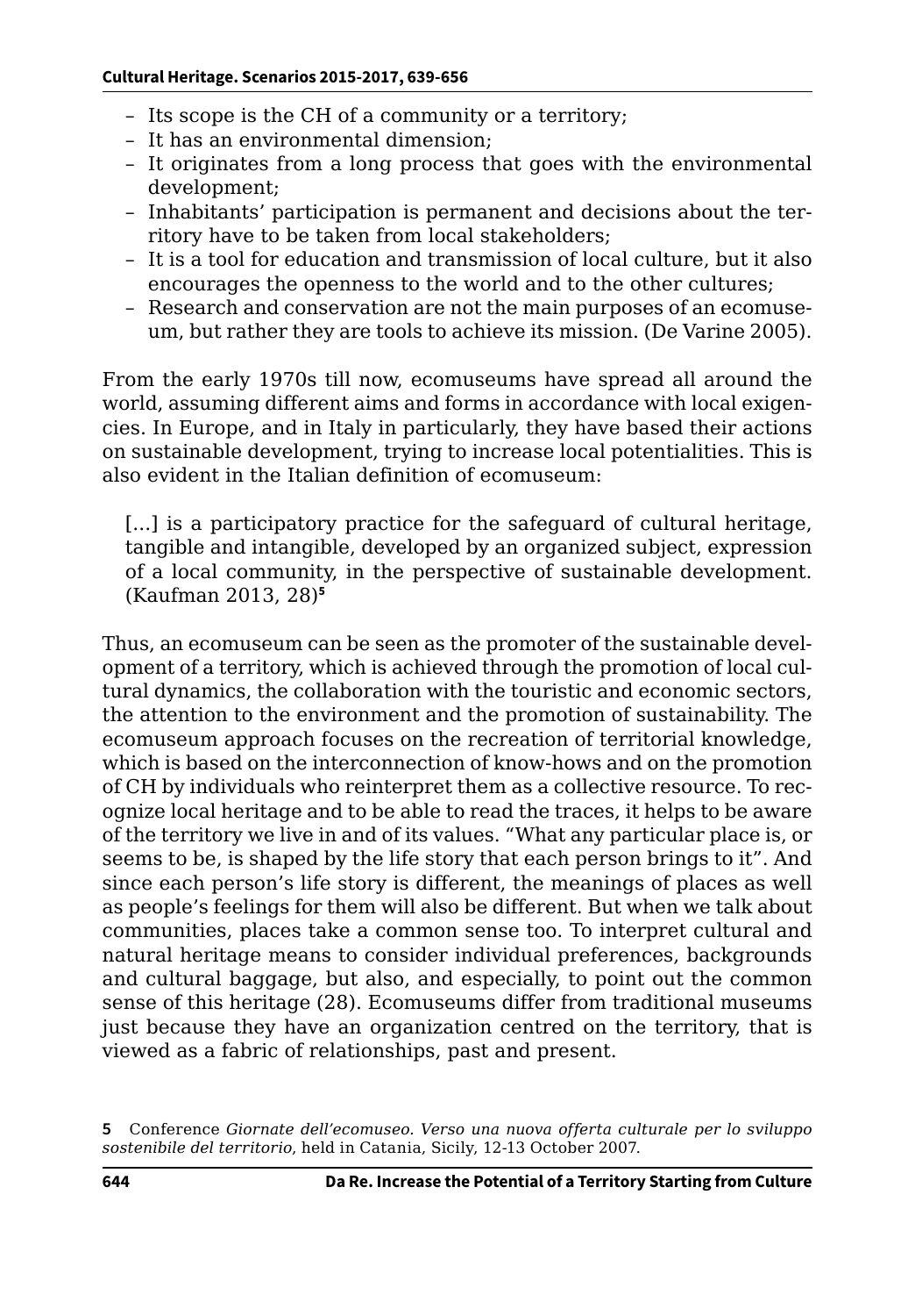- Its scope is the CH of a community or a territory;
- It has an environmental dimension;
- It originates from a long process that goes with the environmental development;
- Inhabitants' participation is permanent and decisions about the territory have to be taken from local stakeholders;
- It is a tool for education and transmission of local culture, but it also encourages the openness to the world and to the other cultures;
- Research and conservation are not the main purposes of an ecomuseum, but rather they are tools to achieve its mission. (De Varine 2005).

From the early 1970s till now, ecomuseums have spread all around the world, assuming different aims and forms in accordance with local exigencies. In Europe, and in Italy in particularly, they have based their actions on sustainable development, trying to increase local potentialities. This is also evident in the Italian definition of ecomuseum:

> [...] is a participatory practice for the safeguard of cultural heritage, tangible and intangible, developed by an organized subject, expression of a local community, in the perspective of sustainable development. (Kaufman 2013, 28)[5]

Thus, an ecomuseum can be seen as the promoter of the sustainable development of a territory, which is achieved through the promotion of local cultural dynamics, the collaboration with the touristic and economic sectors, the attention to the environment and the promotion of sustainability. The ecomuseum approach focuses on the recreation of territorial knowledge, which is based on the interconnection of know-hows and on the promotion of CH by individuals who reinterpret them as a collective resource. To recognize local heritage and to be able to read the traces, it helps to be aware of the territory we live in and of its values. "What any particular place is, or seems to be, is shaped by the life story that each person brings to it". And since each person's life story is different, the meanings of places as well as people's feelings for them will also be different. But when we talk about communities, places take a common sense too. To interpret cultural and natural heritage means to consider individual preferences, backgrounds and cultural baggage, but also, and especially, to point out the common sense of this heritage (28). Ecomuseums differ from traditional museums just because they have an organization centred on the territory, that is viewed as a fabric of relationships, past and present.

[5] Conference *Giornate dell'ecomuseo. Verso una nuova offerta culturale per lo sviluppo sostenibile del territorio*, held in Catania, Sicily, 12-13 October 2007.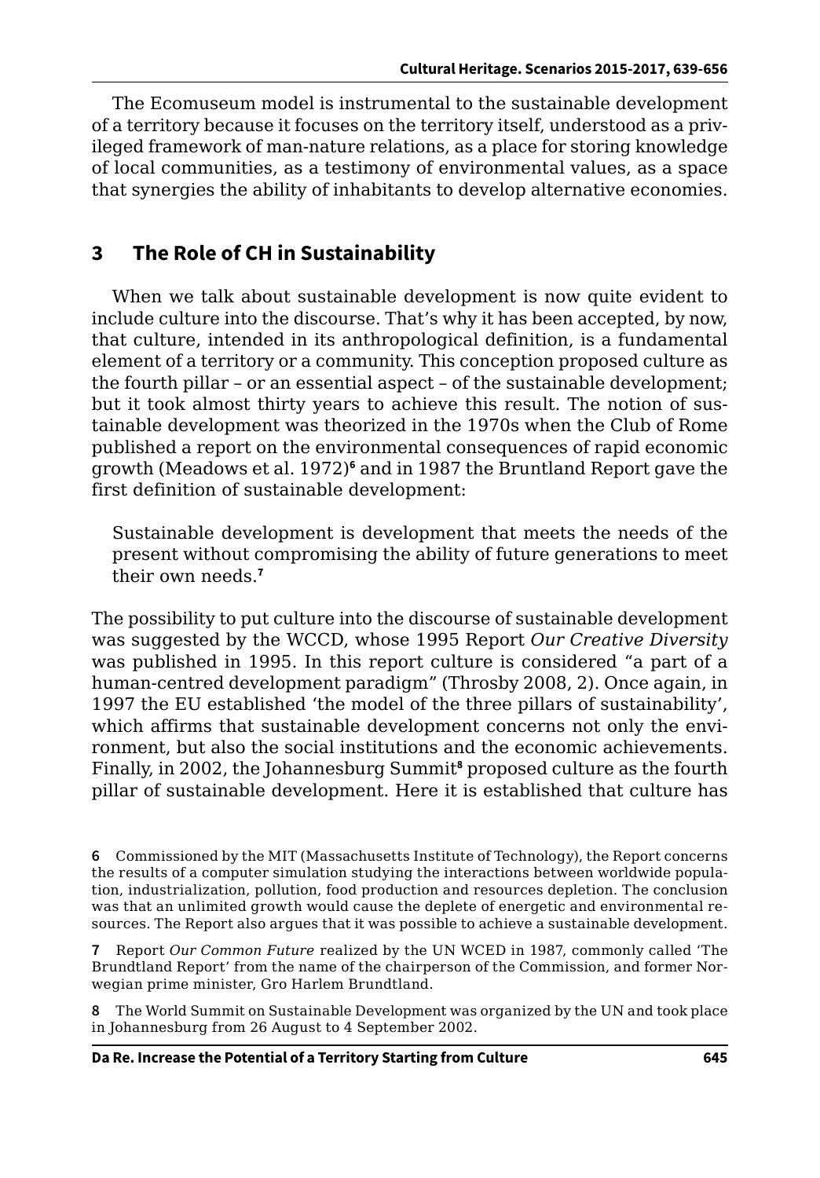The Ecomuseum model is instrumental to the sustainable development of a territory because it focuses on the territory itself, understood as a privileged framework of man-nature relations, as a place for storing knowledge of local communities, as a testimony of environmental values, as a space that synergies the ability of inhabitants to develop alternative economies.

## 3 The Role of CH in Sustainability

When we talk about sustainable development is now quite evident to include culture into the discourse. That's why it has been accepted, by now, that culture, intended in its anthropological definition, is a fundamental element of a territory or a community. This conception proposed culture as the fourth pillar – or an essential aspect – of the sustainable development; but it took almost thirty years to achieve this result. The notion of sustainable development was theorized in the 1970s when the Club of Rome published a report on the environmental consequences of rapid economic growth (Meadows et al. 1972)[6] and in 1987 the Bruntland Report gave the first definition of sustainable development:

> Sustainable development is development that meets the needs of the present without compromising the ability of future generations to meet their own needs.[7]

The possibility to put culture into the discourse of sustainable development was suggested by the WCCD, whose 1995 Report *Our Creative Diversity* was published in 1995. In this report culture is considered "a part of a human-centred development paradigm" (Throsby 2008, 2). Once again, in 1997 the EU established 'the model of the three pillars of sustainability', which affirms that sustainable development concerns not only the environment, but also the social institutions and the economic achievements. Finally, in 2002, the Johannesburg Summit[8] proposed culture as the fourth pillar of sustainable development. Here it is established that culture has

---

**6** Commissioned by the MIT (Massachusetts Institute of Technology), the Report concerns the results of a computer simulation studying the interactions between worldwide population, industrialization, pollution, food production and resources depletion. The conclusion was that an unlimited growth would cause the deplete of energetic and environmental resources. The Report also argues that it was possible to achieve a sustainable development.

**7** Report *Our Common Future* realized by the UN WCED in 1987, commonly called 'The Brundtland Report' from the name of the chairperson of the Commission, and former Norwegian prime minister, Gro Harlem Brundtland.

**8** The World Summit on Sustainable Development was organized by the UN and took place in Johannesburg from 26 August to 4 September 2002.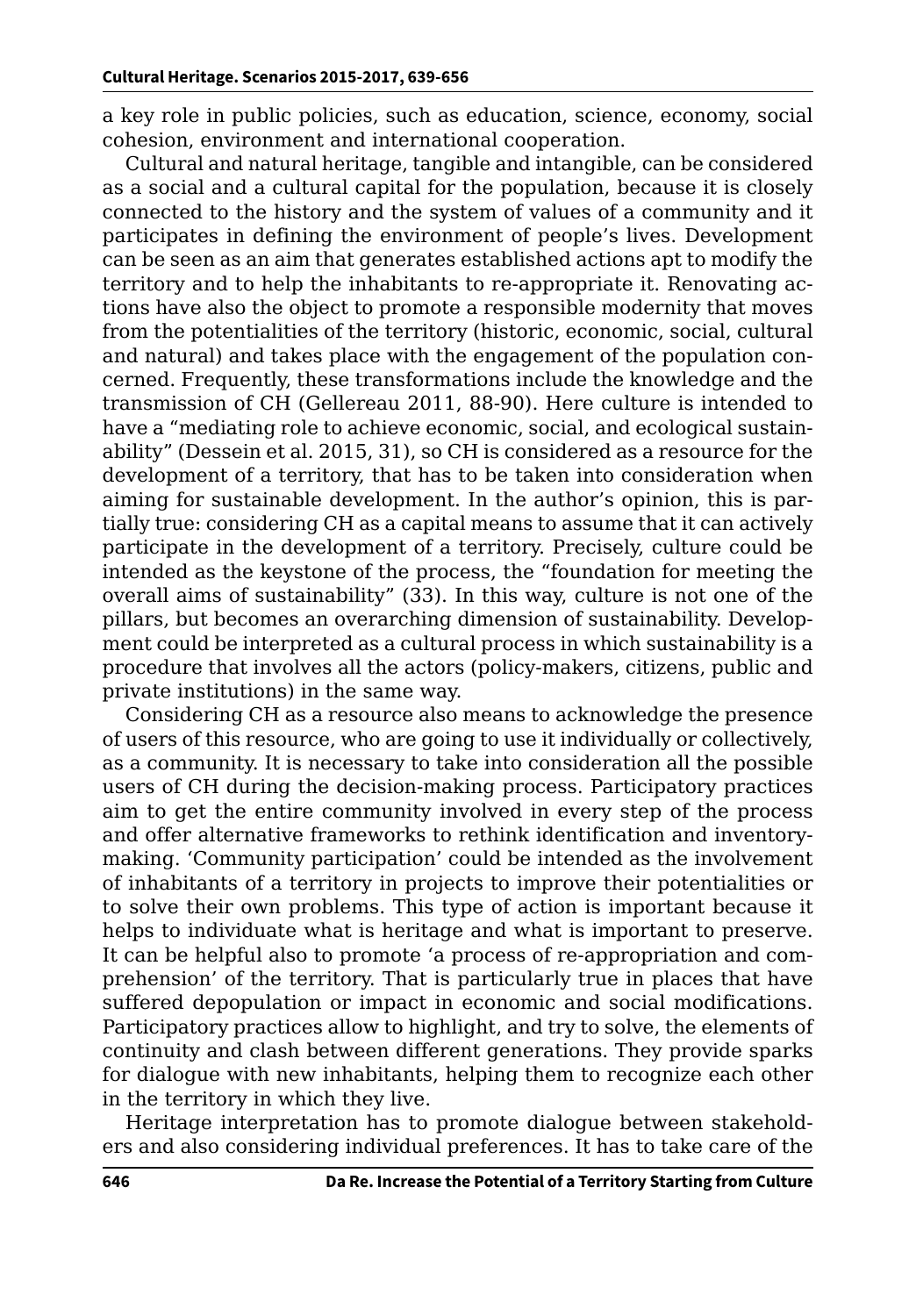a key role in public policies, such as education, science, economy, social cohesion, environment and international cooperation.

Cultural and natural heritage, tangible and intangible, can be considered as a social and a cultural capital for the population, because it is closely connected to the history and the system of values of a community and it participates in defining the environment of people's lives. Development can be seen as an aim that generates established actions apt to modify the territory and to help the inhabitants to re-appropriate it. Renovating actions have also the object to promote a responsible modernity that moves from the potentialities of the territory (historic, economic, social, cultural and natural) and takes place with the engagement of the population concerned. Frequently, these transformations include the knowledge and the transmission of CH (Gellereau 2011, 88-90). Here culture is intended to have a "mediating role to achieve economic, social, and ecological sustainability" (Dessein et al. 2015, 31), so CH is considered as a resource for the development of a territory, that has to be taken into consideration when aiming for sustainable development. In the author's opinion, this is partially true: considering CH as a capital means to assume that it can actively participate in the development of a territory. Precisely, culture could be intended as the keystone of the process, the "foundation for meeting the overall aims of sustainability" (33). In this way, culture is not one of the pillars, but becomes an overarching dimension of sustainability. Development could be interpreted as a cultural process in which sustainability is a procedure that involves all the actors (policy-makers, citizens, public and private institutions) in the same way.

Considering CH as a resource also means to acknowledge the presence of users of this resource, who are going to use it individually or collectively, as a community. It is necessary to take into consideration all the possible users of CH during the decision-making process. Participatory practices aim to get the entire community involved in every step of the process and offer alternative frameworks to rethink identification and inventory-making. 'Community participation' could be intended as the involvement of inhabitants of a territory in projects to improve their potentialities or to solve their own problems. This type of action is important because it helps to individuate what is heritage and what is important to preserve. It can be helpful also to promote 'a process of re-appropriation and comprehension' of the territory. That is particularly true in places that have suffered depopulation or impact in economic and social modifications. Participatory practices allow to highlight, and try to solve, the elements of continuity and clash between different generations. They provide sparks for dialogue with new inhabitants, helping them to recognize each other in the territory in which they live.

Heritage interpretation has to promote dialogue between stakeholders and also considering individual preferences. It has to take care of the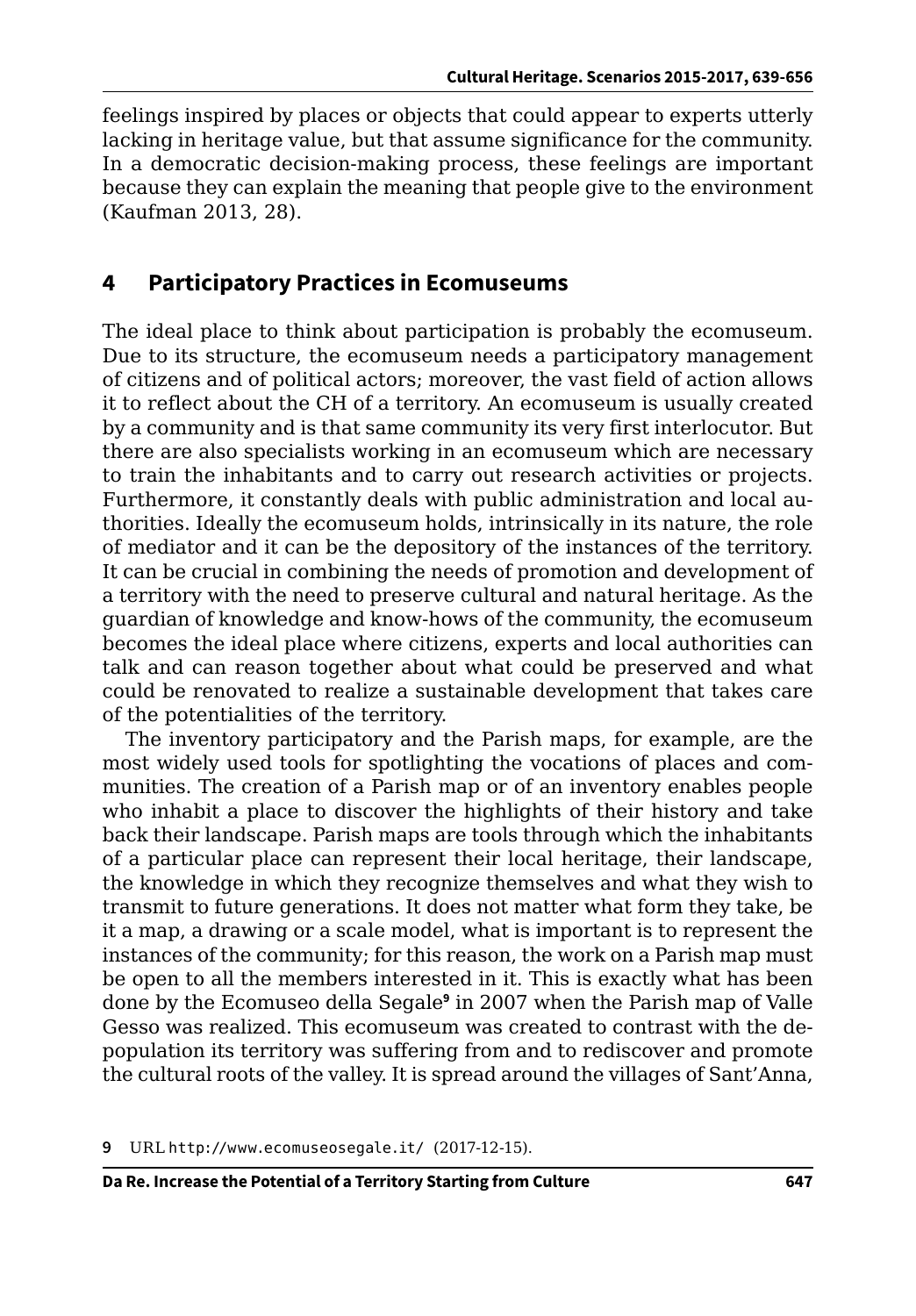feelings inspired by places or objects that could appear to experts utterly lacking in heritage value, but that assume significance for the community. In a democratic decision-making process, these feelings are important because they can explain the meaning that people give to the environment (Kaufman 2013, 28).

## 4 Participatory Practices in Ecomuseums

The ideal place to think about participation is probably the ecomuseum. Due to its structure, the ecomuseum needs a participatory management of citizens and of political actors; moreover, the vast field of action allows it to reflect about the CH of a territory. An ecomuseum is usually created by a community and is that same community its very first interlocutor. But there are also specialists working in an ecomuseum which are necessary to train the inhabitants and to carry out research activities or projects. Furthermore, it constantly deals with public administration and local authorities. Ideally the ecomuseum holds, intrinsically in its nature, the role of mediator and it can be the depository of the instances of the territory. It can be crucial in combining the needs of promotion and development of a territory with the need to preserve cultural and natural heritage. As the guardian of knowledge and know-hows of the community, the ecomuseum becomes the ideal place where citizens, experts and local authorities can talk and can reason together about what could be preserved and what could be renovated to realize a sustainable development that takes care of the potentialities of the territory.

The inventory participatory and the Parish maps, for example, are the most widely used tools for spotlighting the vocations of places and communities. The creation of a Parish map or of an inventory enables people who inhabit a place to discover the highlights of their history and take back their landscape. Parish maps are tools through which the inhabitants of a particular place can represent their local heritage, their landscape, the knowledge in which they recognize themselves and what they wish to transmit to future generations. It does not matter what form they take, be it a map, a drawing or a scale model, what is important is to represent the instances of the community; for this reason, the work on a Parish map must be open to all the members interested in it. This is exactly what has been done by the Ecomuseo della Segale[9] in 2007 when the Parish map of Valle Gesso was realized. This ecomuseum was created to contrast with the depopulation its territory was suffering from and to rediscover and promote the cultural roots of the valley. It is spread around the villages of Sant'Anna,

[9] URL http://www.ecomuseosegale.it/ (2017-12-15).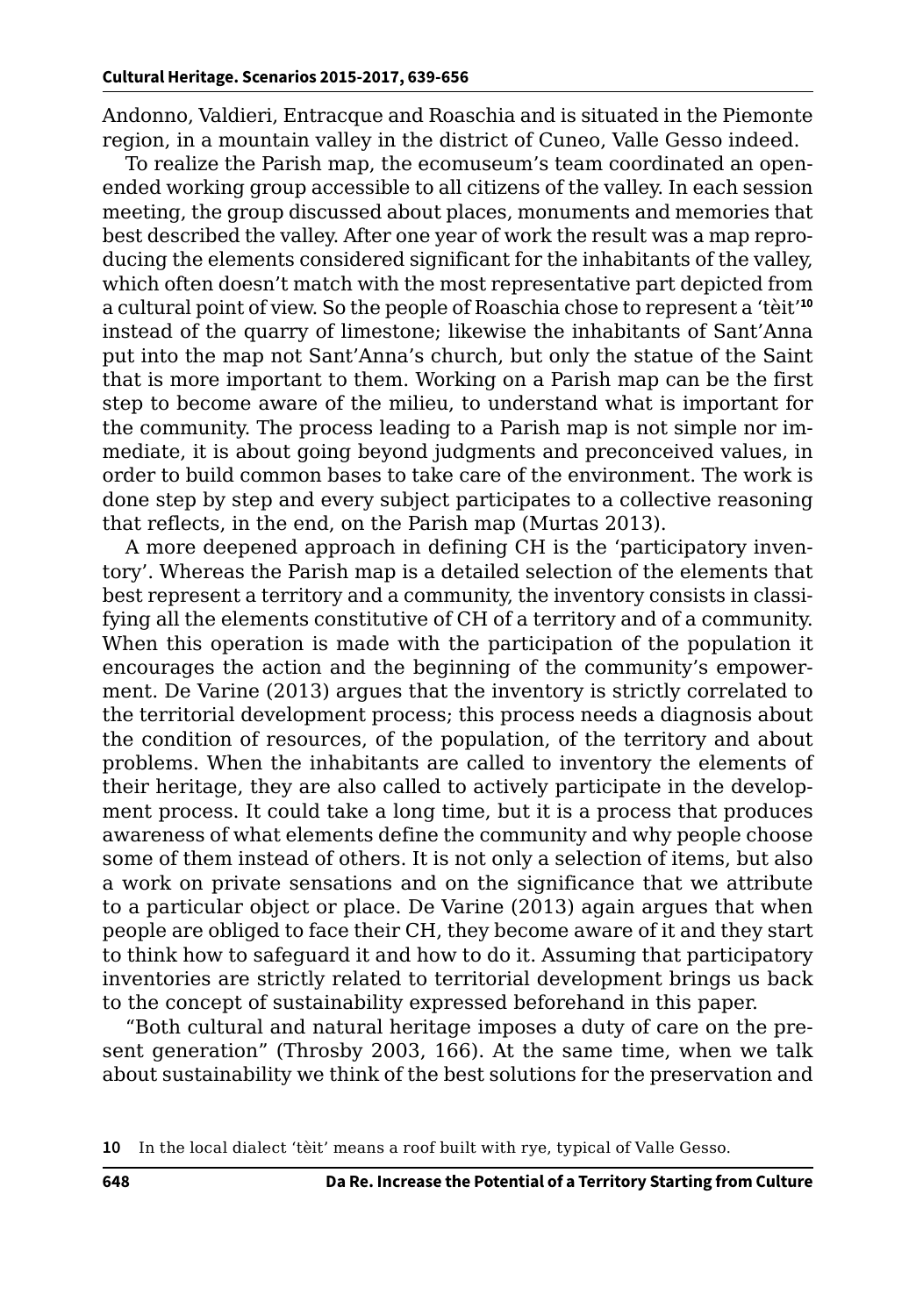Andonno, Valdieri, Entracque and Roaschia and is situated in the Piemonte region, in a mountain valley in the district of Cuneo, Valle Gesso indeed.

To realize the Parish map, the ecomuseum's team coordinated an open-ended working group accessible to all citizens of the valley. In each session meeting, the group discussed about places, monuments and memories that best described the valley. After one year of work the result was a map reproducing the elements considered significant for the inhabitants of the valley, which often doesn't match with the most representative part depicted from a cultural point of view. So the people of Roaschia chose to represent a 'tèit'[10] instead of the quarry of limestone; likewise the inhabitants of Sant'Anna put into the map not Sant'Anna's church, but only the statue of the Saint that is more important to them. Working on a Parish map can be the first step to become aware of the milieu, to understand what is important for the community. The process leading to a Parish map is not simple nor immediate, it is about going beyond judgments and preconceived values, in order to build common bases to take care of the environment. The work is done step by step and every subject participates to a collective reasoning that reflects, in the end, on the Parish map (Murtas 2013).

A more deepened approach in defining CH is the 'participatory inventory'. Whereas the Parish map is a detailed selection of the elements that best represent a territory and a community, the inventory consists in classifying all the elements constitutive of CH of a territory and of a community. When this operation is made with the participation of the population it encourages the action and the beginning of the community's empowerment. De Varine (2013) argues that the inventory is strictly correlated to the territorial development process; this process needs a diagnosis about the condition of resources, of the population, of the territory and about problems. When the inhabitants are called to inventory the elements of their heritage, they are also called to actively participate in the development process. It could take a long time, but it is a process that produces awareness of what elements define the community and why people choose some of them instead of others. It is not only a selection of items, but also a work on private sensations and on the significance that we attribute to a particular object or place. De Varine (2013) again argues that when people are obliged to face their CH, they become aware of it and they start to think how to safeguard it and how to do it. Assuming that participatory inventories are strictly related to territorial development brings us back to the concept of sustainability expressed beforehand in this paper.

"Both cultural and natural heritage imposes a duty of care on the present generation" (Throsby 2003, 166). At the same time, when we talk about sustainability we think of the best solutions for the preservation and

10 In the local dialect 'tèit' means a roof built with rye, typical of Valle Gesso.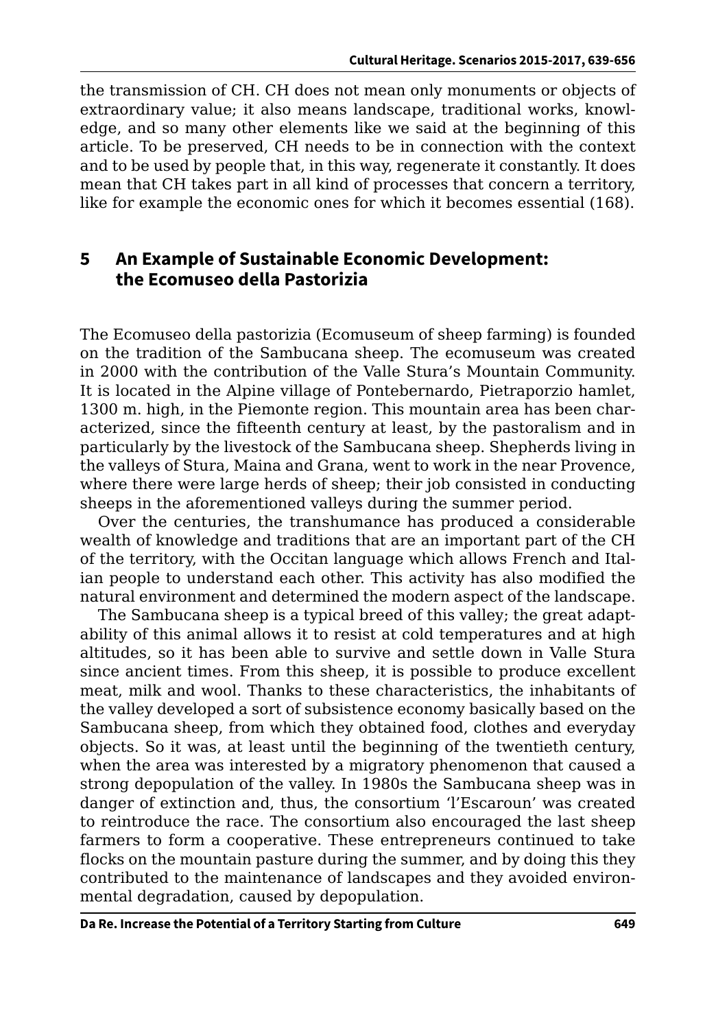the transmission of CH. CH does not mean only monuments or objects of extraordinary value; it also means landscape, traditional works, knowledge, and so many other elements like we said at the beginning of this article. To be preserved, CH needs to be in connection with the context and to be used by people that, in this way, regenerate it constantly. It does mean that CH takes part in all kind of processes that concern a territory, like for example the economic ones for which it becomes essential (168).

## 5 An Example of Sustainable Economic Development: the Ecomuseo della Pastorizia

The Ecomuseo della pastorizia (Ecomuseum of sheep farming) is founded on the tradition of the Sambucana sheep. The ecomuseum was created in 2000 with the contribution of the Valle Stura's Mountain Community. It is located in the Alpine village of Pontebernardo, Pietraporzio hamlet, 1300 m. high, in the Piemonte region. This mountain area has been characterized, since the fifteenth century at least, by the pastoralism and in particularly by the livestock of the Sambucana sheep. Shepherds living in the valleys of Stura, Maina and Grana, went to work in the near Provence, where there were large herds of sheep; their job consisted in conducting sheeps in the aforementioned valleys during the summer period.

Over the centuries, the transhumance has produced a considerable wealth of knowledge and traditions that are an important part of the CH of the territory, with the Occitan language which allows French and Italian people to understand each other. This activity has also modified the natural environment and determined the modern aspect of the landscape.

The Sambucana sheep is a typical breed of this valley; the great adaptability of this animal allows it to resist at cold temperatures and at high altitudes, so it has been able to survive and settle down in Valle Stura since ancient times. From this sheep, it is possible to produce excellent meat, milk and wool. Thanks to these characteristics, the inhabitants of the valley developed a sort of subsistence economy basically based on the Sambucana sheep, from which they obtained food, clothes and everyday objects. So it was, at least until the beginning of the twentieth century, when the area was interested by a migratory phenomenon that caused a strong depopulation of the valley. In 1980s the Sambucana sheep was in danger of extinction and, thus, the consortium 'l'Escaroun' was created to reintroduce the race. The consortium also encouraged the last sheep farmers to form a cooperative. These entrepreneurs continued to take flocks on the mountain pasture during the summer, and by doing this they contributed to the maintenance of landscapes and they avoided environmental degradation, caused by depopulation.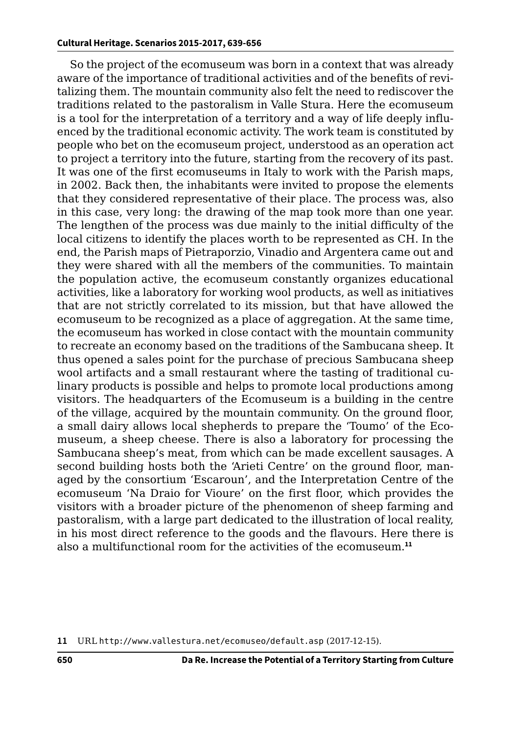So the project of the ecomuseum was born in a context that was already aware of the importance of traditional activities and of the benefits of revitalizing them. The mountain community also felt the need to rediscover the traditions related to the pastoralism in Valle Stura. Here the ecomuseum is a tool for the interpretation of a territory and a way of life deeply influenced by the traditional economic activity. The work team is constituted by people who bet on the ecomuseum project, understood as an operation act to project a territory into the future, starting from the recovery of its past. It was one of the first ecomuseums in Italy to work with the Parish maps, in 2002. Back then, the inhabitants were invited to propose the elements that they considered representative of their place. The process was, also in this case, very long: the drawing of the map took more than one year. The lengthen of the process was due mainly to the initial difficulty of the local citizens to identify the places worth to be represented as CH. In the end, the Parish maps of Pietraporzio, Vinadio and Argentera came out and they were shared with all the members of the communities. To maintain the population active, the ecomuseum constantly organizes educational activities, like a laboratory for working wool products, as well as initiatives that are not strictly correlated to its mission, but that have allowed the ecomuseum to be recognized as a place of aggregation. At the same time, the ecomuseum has worked in close contact with the mountain community to recreate an economy based on the traditions of the Sambucana sheep. It thus opened a sales point for the purchase of precious Sambucana sheep wool artifacts and a small restaurant where the tasting of traditional culinary products is possible and helps to promote local productions among visitors. The headquarters of the Ecomuseum is a building in the centre of the village, acquired by the mountain community. On the ground floor, a small dairy allows local shepherds to prepare the 'Toumo' of the Ecomuseum, a sheep cheese. There is also a laboratory for processing the Sambucana sheep's meat, from which can be made excellent sausages. A second building hosts both the 'Arieti Centre' on the ground floor, managed by the consortium 'Escaroun', and the Interpretation Centre of the ecomuseum 'Na Draio for Vioure' on the first floor, which provides the visitors with a broader picture of the phenomenon of sheep farming and pastoralism, with a large part dedicated to the illustration of local reality, in his most direct reference to the goods and the flavours. Here there is also a multifunctional room for the activities of the ecomuseum.[11]

11 URL http://www.vallestura.net/ecomuseo/default.asp (2017-12-15).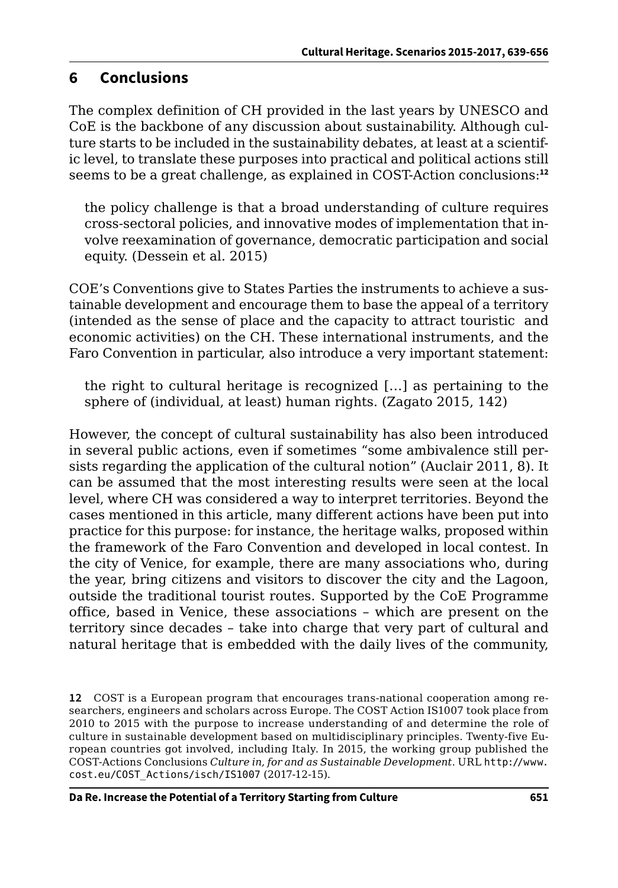## 6 Conclusions

The complex definition of CH provided in the last years by UNESCO and CoE is the backbone of any discussion about sustainability. Although culture starts to be included in the sustainability debates, at least at a scientific level, to translate these purposes into practical and political actions still seems to be a great challenge, as explained in COST-Action conclusions:[12]

> the policy challenge is that a broad understanding of culture requires cross-sectoral policies, and innovative modes of implementation that involve reexamination of governance, democratic participation and social equity. (Dessein et al. 2015)

COE's Conventions give to States Parties the instruments to achieve a sustainable development and encourage them to base the appeal of a territory (intended as the sense of place and the capacity to attract touristic and economic activities) on the CH. These international instruments, and the Faro Convention in particular, also introduce a very important statement:

> the right to cultural heritage is recognized [...] as pertaining to the sphere of (individual, at least) human rights. (Zagato 2015, 142)

However, the concept of cultural sustainability has also been introduced in several public actions, even if sometimes "some ambivalence still persists regarding the application of the cultural notion" (Auclair 2011, 8). It can be assumed that the most interesting results were seen at the local level, where CH was considered a way to interpret territories. Beyond the cases mentioned in this article, many different actions have been put into practice for this purpose: for instance, the heritage walks, proposed within the framework of the Faro Convention and developed in local contest. In the city of Venice, for example, there are many associations who, during the year, bring citizens and visitors to discover the city and the Lagoon, outside the traditional tourist routes. Supported by the CoE Programme office, based in Venice, these associations – which are present on the territory since decades – take into charge that very part of cultural and natural heritage that is embedded with the daily lives of the community,

---

**12** COST is a European program that encourages trans-national cooperation among researchers, engineers and scholars across Europe. The COST Action IS1007 took place from 2010 to 2015 with the purpose to increase understanding of and determine the role of culture in sustainable development based on multidisciplinary principles. Twenty-five European countries got involved, including Italy. In 2015, the working group published the COST-Actions Conclusions *Culture in, for and as Sustainable Development*. URL `http://www.cost.eu/COST_Actions/isch/IS1007` (2017-12-15).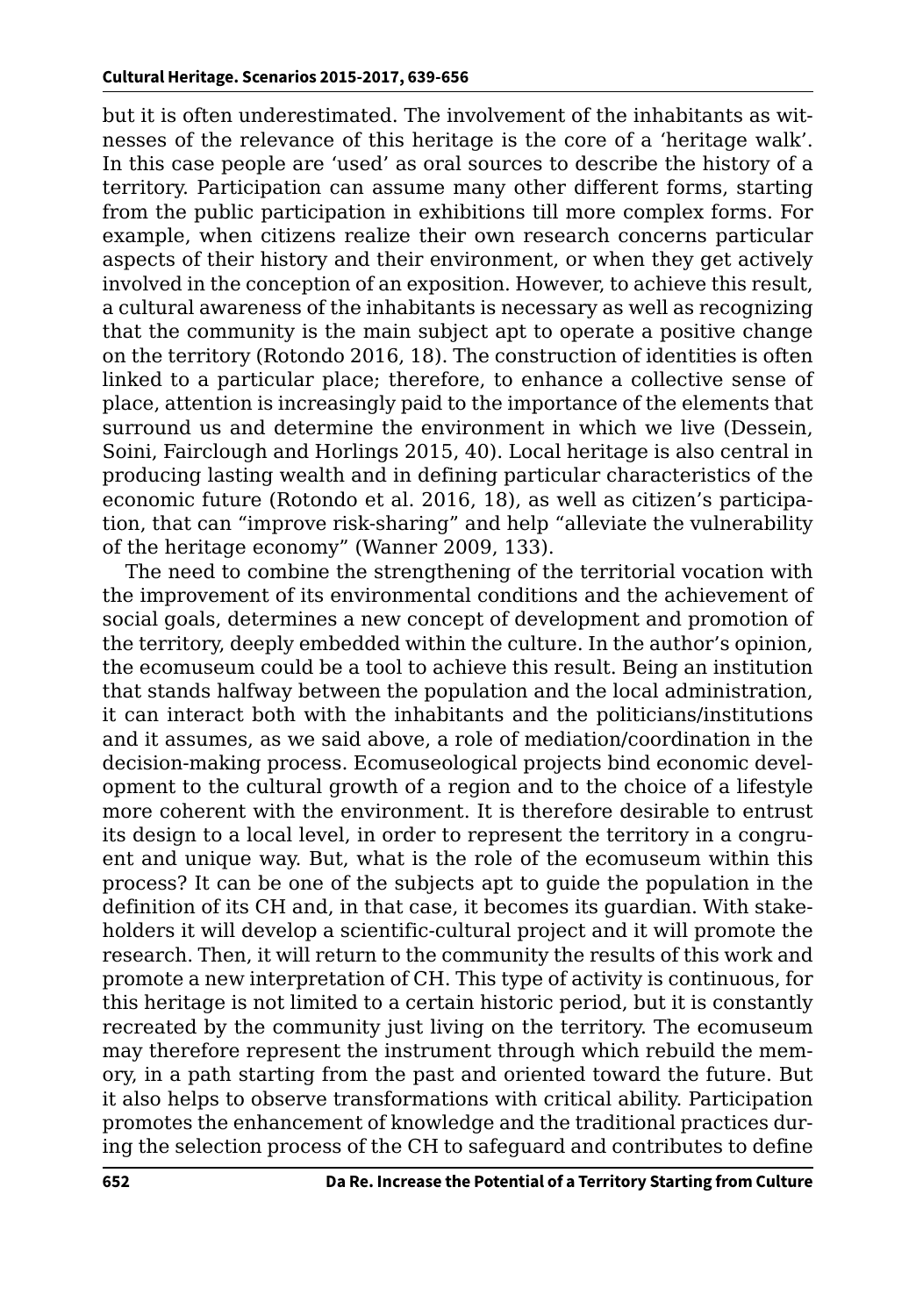but it is often underestimated. The involvement of the inhabitants as witnesses of the relevance of this heritage is the core of a 'heritage walk'. In this case people are 'used' as oral sources to describe the history of a territory. Participation can assume many other different forms, starting from the public participation in exhibitions till more complex forms. For example, when citizens realize their own research concerns particular aspects of their history and their environment, or when they get actively involved in the conception of an exposition. However, to achieve this result, a cultural awareness of the inhabitants is necessary as well as recognizing that the community is the main subject apt to operate a positive change on the territory (Rotondo 2016, 18). The construction of identities is often linked to a particular place; therefore, to enhance a collective sense of place, attention is increasingly paid to the importance of the elements that surround us and determine the environment in which we live (Dessein, Soini, Fairclough and Horlings 2015, 40). Local heritage is also central in producing lasting wealth and in defining particular characteristics of the economic future (Rotondo et al. 2016, 18), as well as citizen's participation, that can "improve risk-sharing" and help "alleviate the vulnerability of the heritage economy" (Wanner 2009, 133).

The need to combine the strengthening of the territorial vocation with the improvement of its environmental conditions and the achievement of social goals, determines a new concept of development and promotion of the territory, deeply embedded within the culture. In the author's opinion, the ecomuseum could be a tool to achieve this result. Being an institution that stands halfway between the population and the local administration, it can interact both with the inhabitants and the politicians/institutions and it assumes, as we said above, a role of mediation/coordination in the decision-making process. Ecomuseological projects bind economic development to the cultural growth of a region and to the choice of a lifestyle more coherent with the environment. It is therefore desirable to entrust its design to a local level, in order to represent the territory in a congruent and unique way. But, what is the role of the ecomuseum within this process? It can be one of the subjects apt to guide the population in the definition of its CH and, in that case, it becomes its guardian. With stakeholders it will develop a scientific-cultural project and it will promote the research. Then, it will return to the community the results of this work and promote a new interpretation of CH. This type of activity is continuous, for this heritage is not limited to a certain historic period, but it is constantly recreated by the community just living on the territory. The ecomuseum may therefore represent the instrument through which rebuild the memory, in a path starting from the past and oriented toward the future. But it also helps to observe transformations with critical ability. Participation promotes the enhancement of knowledge and the traditional practices during the selection process of the CH to safeguard and contributes to define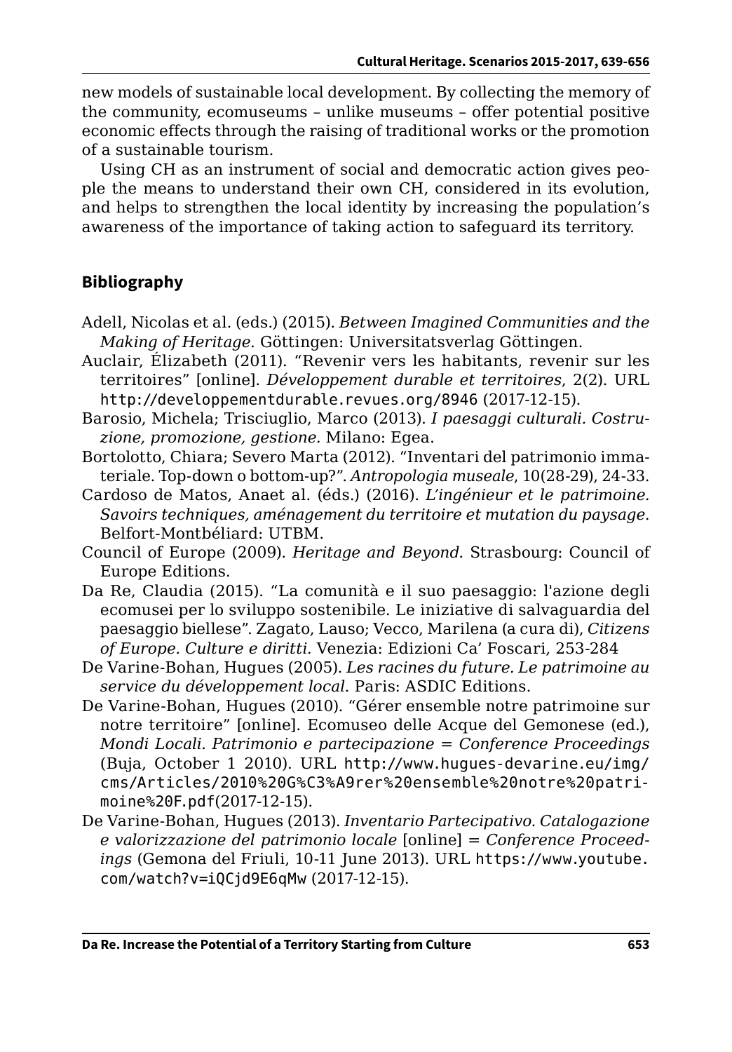new models of sustainable local development. By collecting the memory of the community, ecomuseums – unlike museums – offer potential positive economic effects through the raising of traditional works or the promotion of a sustainable tourism.

Using CH as an instrument of social and democratic action gives people the means to understand their own CH, considered in its evolution, and helps to strengthen the local identity by increasing the population's awareness of the importance of taking action to safeguard its territory.

## Bibliography

Adell, Nicolas et al. (eds.) (2015). *Between Imagined Communities and the Making of Heritage*. Göttingen: Universitatsverlag Göttingen.

Auclair, Élizabeth (2011). "Revenir vers les habitants, revenir sur les territoires" [online]. *Développement durable et territoires*, 2(2). URL http://developpementdurable.revues.org/8946 (2017-12-15).

Barosio, Michela; Trisciuglio, Marco (2013). *I paesaggi culturali. Costruzione, promozione, gestione.* Milano: Egea.

Bortolotto, Chiara; Severo Marta (2012). "Inventari del patrimonio immateriale. Top-down o bottom-up?". *Antropologia museale*, 10(28-29), 24-33.

Cardoso de Matos, Anaet al. (éds.) (2016). *L'ingénieur et le patrimoine. Savoirs techniques, aménagement du territoire et mutation du paysage*. Belfort-Montbéliard: UTBM.

Council of Europe (2009). *Heritage and Beyond.* Strasbourg: Council of Europe Editions.

Da Re, Claudia (2015). "La comunità e il suo paesaggio: l'azione degli ecomusei per lo sviluppo sostenibile. Le iniziative di salvaguardia del paesaggio biellese". Zagato, Lauso; Vecco, Marilena (a cura di), *Citizens of Europe. Culture e diritti.* Venezia: Edizioni Ca' Foscari, 253-284

De Varine-Bohan, Hugues (2005). *Les racines du future. Le patrimoine au service du développement local*. Paris: ASDIC Editions.

De Varine-Bohan, Hugues (2010). "Gérer ensemble notre patrimoine sur notre territoire" [online]. Ecomuseo delle Acque del Gemonese (ed.), *Mondi Locali. Patrimonio e partecipazione = Conference Proceedings* (Buja, October 1 2010). URL http://www.hugues-devarine.eu/img/cms/Articles/2010%20G%C3%A9rer%20ensemble%20notre%20patrimoine%20F.pdf(2017-12-15).

De Varine-Bohan, Hugues (2013). *Inventario Partecipativo. Catalogazione e valorizzazione del patrimonio locale* [online] = *Conference Proceedings* (Gemona del Friuli, 10-11 June 2013). URL https://www.youtube.com/watch?v=iQCjd9E6qMw (2017-12-15).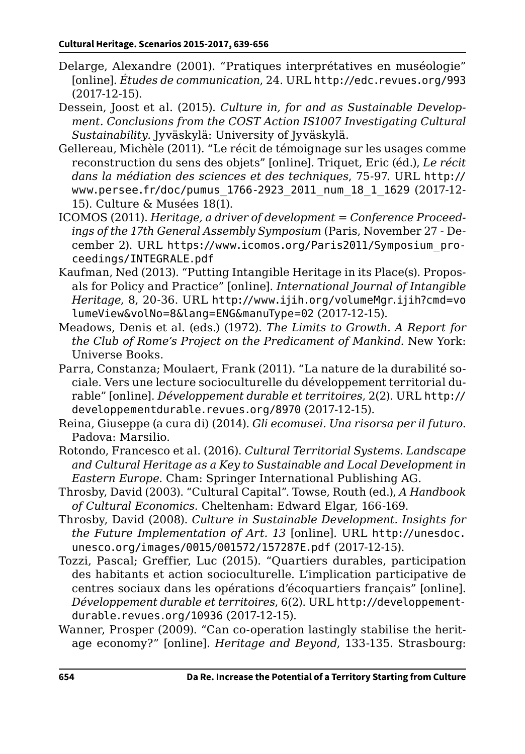Delarge, Alexandre (2001). “Pratiques interprétatives en muséologie” [online]. *Études de communication*, 24. URL http://edc.revues.org/993 (2017-12-15).

Dessein, Joost et al. (2015). *Culture in, for and as Sustainable Development. Conclusions from the COST Action IS1007 Investigating Cultural Sustainability*. Jyväskylä: University of Jyväskylä.

Gellereau, Michèle (2011). “Le récit de témoignage sur les usages comme reconstruction du sens des objets” [online]. Triquet, Eric (éd.), *Le récit dans la médiation des sciences et des techniques*, 75-97. URL http://www.persee.fr/doc/pumus_1766-2923_2011_num_18_1_1629 (2017-12-15). Culture & Musées 18(1).

ICOMOS (2011). *Heritage, a driver of development = Conference Proceedings of the 17th General Assembly Symposium* (Paris, November 27 - December 2). URL https://www.icomos.org/Paris2011/Symposium_proceedings/INTEGRALE.pdf

Kaufman, Ned (2013). “Putting Intangible Heritage in its Place(s). Proposals for Policy and Practice” [online]. *International Journal of Intangible Heritage*, 8, 20-36. URL http://www.ijih.org/volumeMgr.ijih?cmd=volumeView&volNo=8&lang=ENG&manuType=02 (2017-12-15).

Meadows, Denis et al. (eds.) (1972). *The Limits to Growth. A Report for the Club of Rome’s Project on the Predicament of Mankind*. New York: Universe Books.

Parra, Constanza; Moulaert, Frank (2011). “La nature de la durabilité sociale. Vers une lecture socioculturelle du développement territorial durable” [online]. *Développement durable et territoires,* 2(2). URL http://developpementdurable.revues.org/8970 (2017-12-15).

Reina, Giuseppe (a cura di) (2014). *Gli ecomusei. Una risorsa per il futuro*. Padova: Marsilio.

Rotondo, Francesco et al. (2016). *Cultural Territorial Systems. Landscape and Cultural Heritage as a Key to Sustainable and Local Development in Eastern Europe*. Cham: Springer International Publishing AG.

Throsby, David (2003). “Cultural Capital”. Towse, Routh (ed.), *A Handbook of Cultural Economics*. Cheltenham: Edward Elgar, 166-169.

Throsby, David (2008). *Culture in Sustainable Development. Insights for the Future Implementation of Art. 13* [online]. URL http://unesdoc.unesco.org/images/0015/001572/157287E.pdf (2017-12-15).

Tozzi, Pascal; Greffier, Luc (2015). “Quartiers durables, participation des habitants et action socioculturelle. L’implication participative de centres sociaux dans les opérations d’écoquartiers français” [online]. *Développement durable et territoires*, 6(2). URL http://developpementdurable.revues.org/10936 (2017-12-15).

Wanner, Prosper (2009). “Can co-operation lastingly stabilise the heritage economy?” [online]. *Heritage and Beyond*, 133-135. Strasbourg: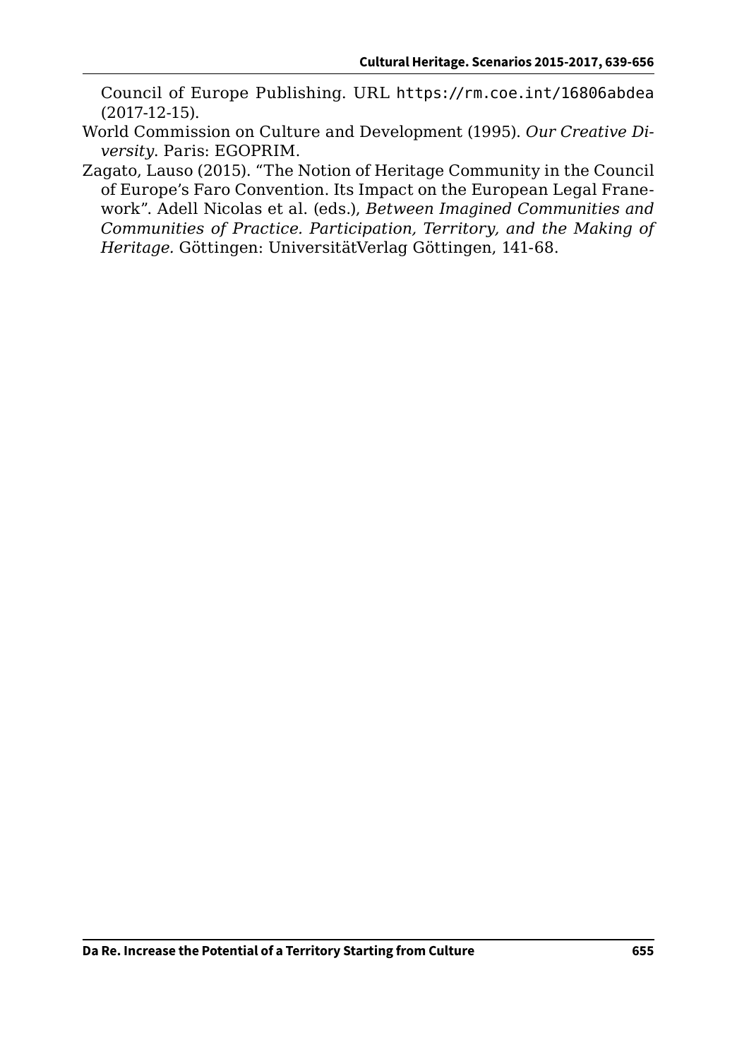Council of Europe Publishing. URL https://rm.coe.int/16806abdea (2017-12-15).

World Commission on Culture and Development (1995). *Our Creative Diversity*. Paris: EGOPRIM.

Zagato, Lauso (2015). "The Notion of Heritage Community in the Council of Europe's Faro Convention. Its Impact on the European Legal Framework". Adell Nicolas et al. (eds.), *Between Imagined Communities and Communities of Practice. Participation, Territory, and the Making of Heritage.* Göttingen: UniversitätVerlag Göttingen, 141-68.